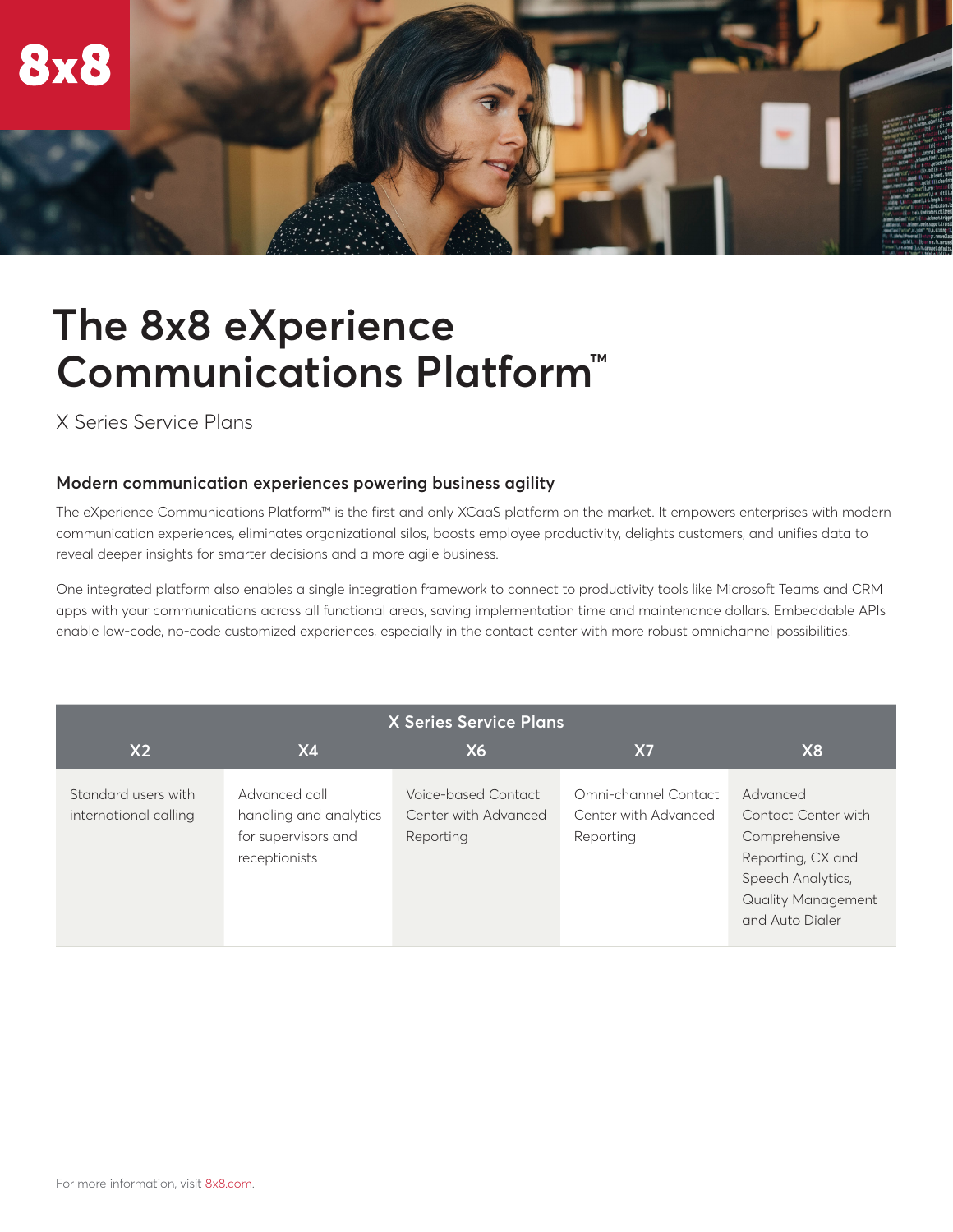# The 8x8 eXperience Communications Platform™

X Series Service Plans

### Modern communication experiences powering business agility

The eXperience Communications Platform™ is the first and only XCaaS platform on the market. It empowers enterprises with modern communication experiences, eliminates organizational silos, boosts employee productivity, delights customers, and unifies data to reveal deeper insights for smarter decisions and a more agile business.

One integrated platform also enables a single integration framework to connect to productivity tools like Microsoft Teams and CRM apps with your communications across all functional areas, saving implementation time and maintenance dollars. Embeddable APIs enable low-code, no-code customized experiences, especially in the contact center with more robust omnichannel possibilities.

| X Series Service Plans | | | | |
|---|---|---|---|---|
| **X2** | **X4** | **X6** | **X7** | **X8** |
| Standard users with international calling | Advanced call handling and analytics for supervisors and receptionists | Voice-based Contact Center with Advanced Reporting | Omni-channel Contact Center with Advanced Reporting | Advanced Contact Center with Comprehensive Reporting, CX and Speech Analytics, Quality Management and Auto Dialer |

For more information, visit 8x8.com.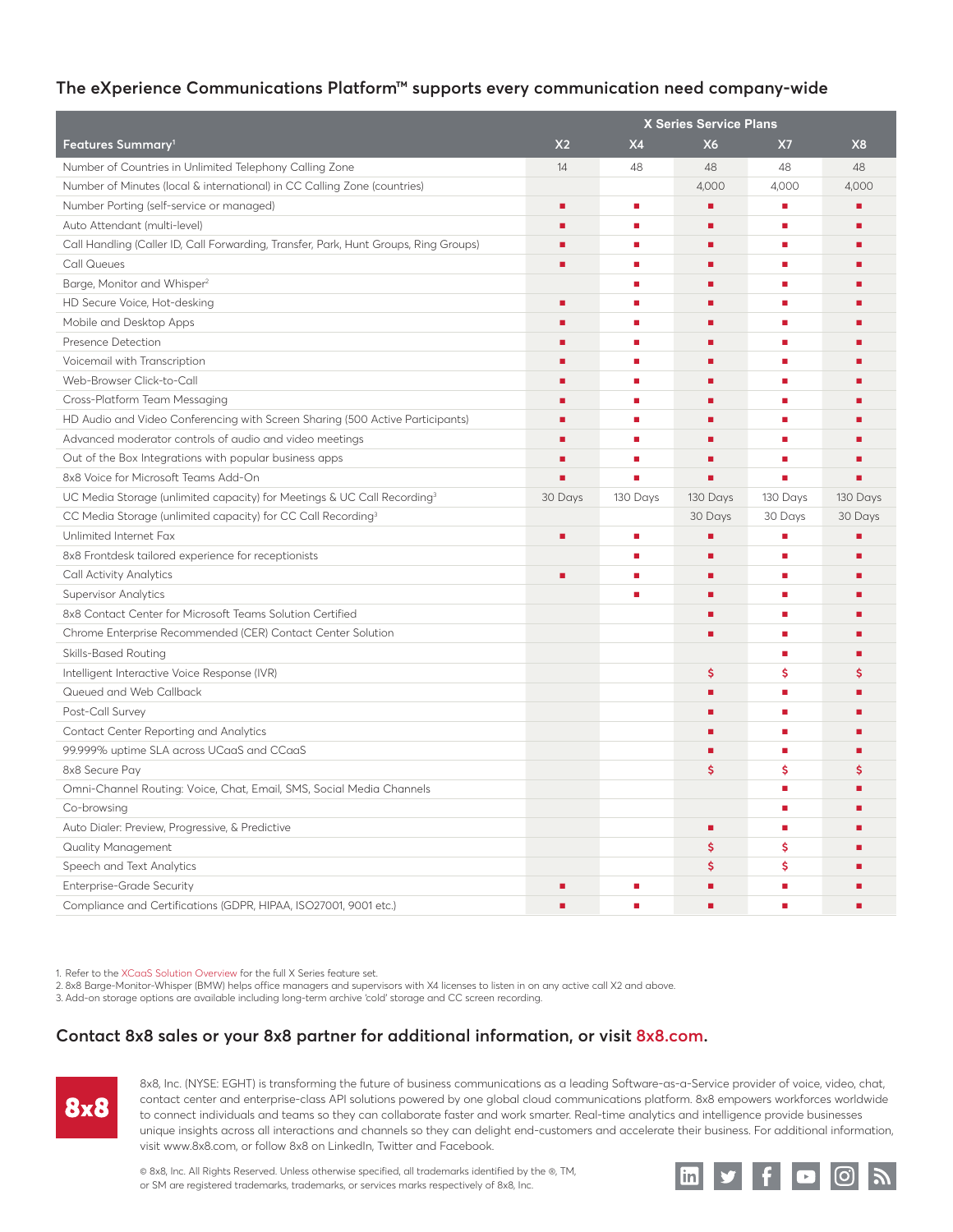## The eXperience Communications Platform™ supports every communication need company-wide

| | X Series Service Plans | | | | |
|---|---|---|---|---|---|
| **Features Summary**[1] | **X2** | **X4** | **X6** | **X7** | **X8** |
| Number of Countries in Unlimited Telephony Calling Zone | 14 | 48 | 48 | 48 | 48 |
| Number of Minutes (local & international) in CC Calling Zone (countries) | | | 4,000 | 4,000 | 4,000 |
| Number Porting (self-service or managed) | ■ | ■ | ■ | ■ | ■ |
| Auto Attendant (multi-level) | ■ | ■ | ■ | ■ | ■ |
| Call Handling (Caller ID, Call Forwarding, Transfer, Park, Hunt Groups, Ring Groups) | ■ | ■ | ■ | ■ | ■ |
| Call Queues | ■ | ■ | ■ | ■ | ■ |
| Barge, Monitor and Whisper[2] | | ■ | ■ | ■ | ■ |
| HD Secure Voice, Hot-desking | ■ | ■ | ■ | ■ | ■ |
| Mobile and Desktop Apps | ■ | ■ | ■ | ■ | ■ |
| Presence Detection | ■ | ■ | ■ | ■ | ■ |
| Voicemail with Transcription | ■ | ■ | ■ | ■ | ■ |
| Web-Browser Click-to-Call | ■ | ■ | ■ | ■ | ■ |
| Cross-Platform Team Messaging | ■ | ■ | ■ | ■ | ■ |
| HD Audio and Video Conferencing with Screen Sharing (500 Active Participants) | ■ | ■ | ■ | ■ | ■ |
| Advanced moderator controls of audio and video meetings | ■ | ■ | ■ | ■ | ■ |
| Out of the Box Integrations with popular business apps | ■ | ■ | ■ | ■ | ■ |
| 8x8 Voice for Microsoft Teams Add-On | ■ | ■ | ■ | ■ | ■ |
| UC Media Storage (unlimited capacity) for Meetings & UC Call Recording[3] | 30 Days | 130 Days | 130 Days | 130 Days | 130 Days |
| CC Media Storage (unlimited capacity) for CC Call Recording[3] | | | 30 Days | 30 Days | 30 Days |
| Unlimited Internet Fax | ■ | ■ | ■ | ■ | ■ |
| 8x8 Frontdesk tailored experience for receptionists | | ■ | ■ | ■ | ■ |
| Call Activity Analytics | ■ | ■ | ■ | ■ | ■ |
| Supervisor Analytics | | ■ | ■ | ■ | ■ |
| 8x8 Contact Center for Microsoft Teams Solution Certified | | | ■ | ■ | ■ |
| Chrome Enterprise Recommended (CER) Contact Center Solution | | | ■ | ■ | ■ |
| Skills-Based Routing | | | | ■ | ■ |
| Intelligent Interactive Voice Response (IVR) | | | $ | $ | $ |
| Queued and Web Callback | | | ■ | ■ | ■ |
| Post-Call Survey | | | ■ | ■ | ■ |
| Contact Center Reporting and Analytics | | | ■ | ■ | ■ |
| 99.999% uptime SLA across UCaaS and CCaaS | | | ■ | ■ | ■ |
| 8x8 Secure Pay | | | $ | $ | $ |
| Omni-Channel Routing: Voice, Chat, Email, SMS, Social Media Channels | | | | ■ | ■ |
| Co-browsing | | | | ■ | ■ |
| Auto Dialer: Preview, Progressive, & Predictive | | | ■ | ■ | ■ |
| Quality Management | | | $ | $ | ■ |
| Speech and Text Analytics | | | $ | $ | ■ |
| Enterprise-Grade Security | ■ | ■ | ■ | ■ | ■ |
| Compliance and Certifications (GDPR, HIPAA, ISO27001, 9001 etc.) | ■ | ■ | ■ | ■ | ■ |

1. Refer to the XCaaS Solution Overview for the full X Series feature set.
2. 8x8 Barge-Monitor-Whisper (BMW) helps office managers and supervisors with X4 licenses to listen in on any active call X2 and above.
3. Add-on storage options are available including long-term archive 'cold' storage and CC screen recording.

## Contact 8x8 sales or your 8x8 partner for additional information, or visit 8x8.com.

8x8

8x8, Inc. (NYSE: EGHT) is transforming the future of business communications as a leading Software-as-a-Service provider of voice, video, chat, contact center and enterprise-class API solutions powered by one global cloud communications platform. 8x8 empowers workforces worldwide to connect individuals and teams so they can collaborate faster and work smarter. Real-time analytics and intelligence provide businesses unique insights across all interactions and channels so they can delight end-customers and accelerate their business. For additional information, visit www.8x8.com, or follow 8x8 on LinkedIn, Twitter and Facebook.

© 8x8, Inc. All Rights Reserved. Unless otherwise specified, all trademarks identified by the ®, TM, or SM are registered trademarks, trademarks, or services marks respectively of 8x8, Inc.